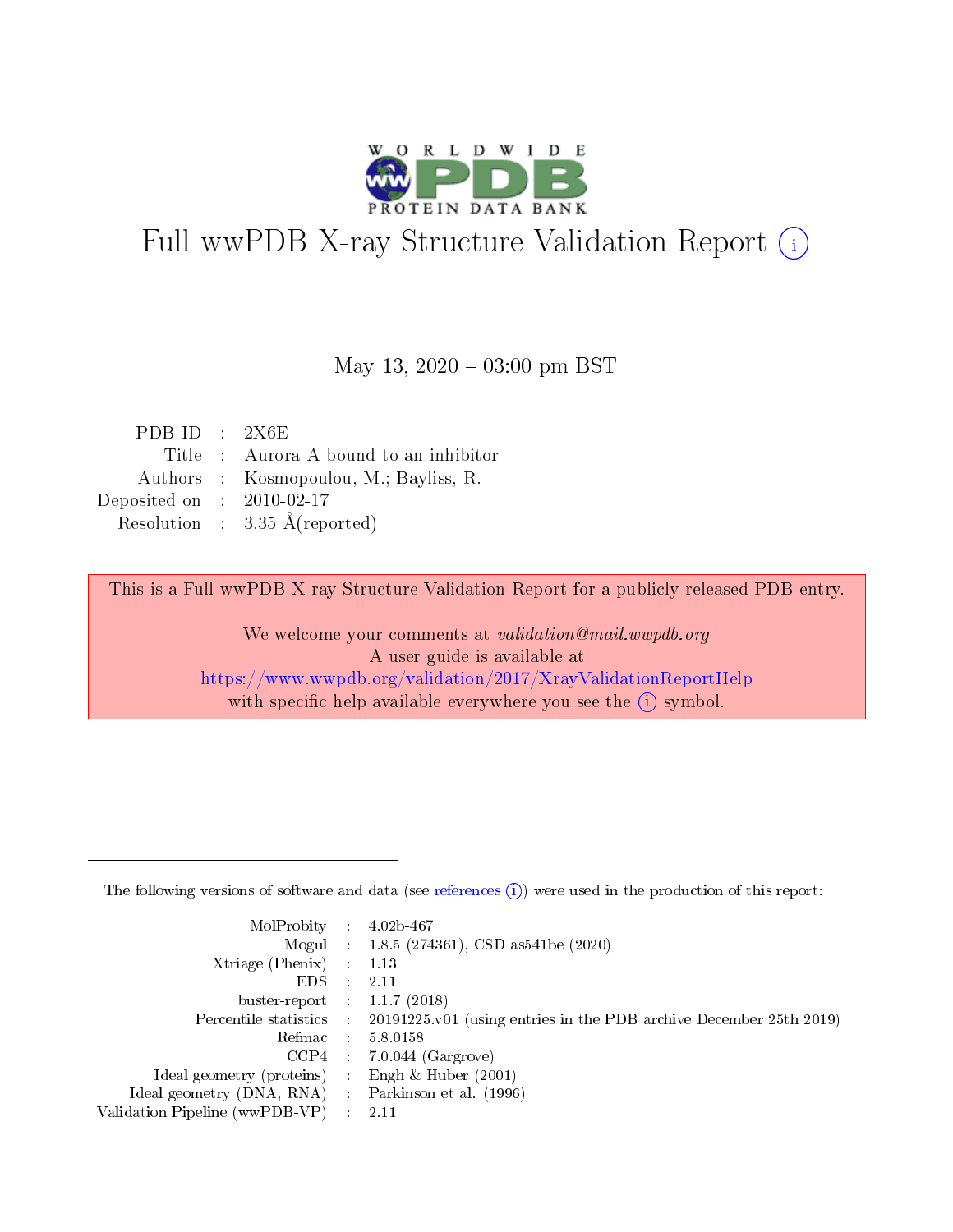# Full wwPDB X-ray Structure Validation Report (i)

May 13, 2020 – 03:00 pm BST

| | | |
|---|---|---|
| PDB ID | : | 2X6E |
| Title | : | Aurora-A bound to an inhibitor |
| Authors | : | Kosmopoulou, M.; Bayliss, R. |
| Deposited on | : | 2010-02-17 |
| Resolution | : | 3.35 Å(reported) |

This is a Full wwPDB X-ray Structure Validation Report for a publicly released PDB entry.

We welcome your comments at *validation@mail.wwpdb.org*
A user guide is available at
https://www.wwpdb.org/validation/2017/XrayValidationReportHelp
with specific help available everywhere you see the (i) symbol.

---

The following versions of software and data (see references (i)) were used in the production of this report:

| | | |
|---|---|---|
| MolProbity | : | 4.02b-467 |
| Mogul | : | 1.8.5 (274361), CSD as541be (2020) |
| Xtriage (Phenix) | : | 1.13 |
| EDS | : | 2.11 |
| buster-report | : | 1.1.7 (2018) |
| Percentile statistics | : | 20191225.v01 (using entries in the PDB archive December 25th 2019) |
| Refmac | : | 5.8.0158 |
| CCP4 | : | 7.0.044 (Gargrove) |
| Ideal geometry (proteins) | : | Engh & Huber (2001) |
| Ideal geometry (DNA, RNA) | : | Parkinson et al. (1996) |
| Validation Pipeline (wwPDB-VP) | : | 2.11 |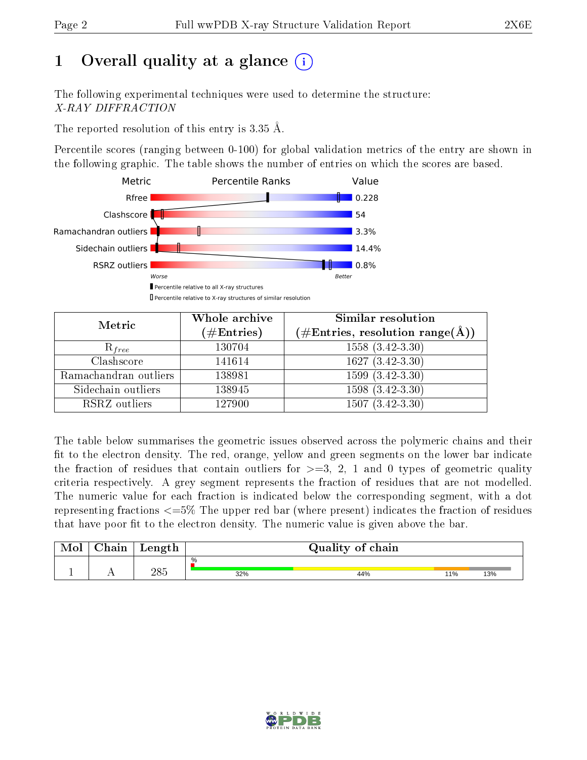# 1 Overall quality at a glance

The following experimental techniques were used to determine the structure:
*X-RAY DIFFRACTION*

The reported resolution of this entry is 3.35 Å.

Percentile scores (ranging between 0-100) for global validation metrics of the entry are shown in the following graphic. The table shows the number of entries on which the scores are based.

| Metric | Value |
|---|---|
| Rfree | 0.228 |
| Clashscore | 54 |
| Ramachandran outliers | 3.3% |
| Sidechain outliers | 14.4% |
| RSRZ outliers | 0.8% |

Worse — Better

Percentile relative to all X-ray structures

Percentile relative to X-ray structures of similar resolution

| Metric | Whole archive (#Entries) | Similar resolution (#Entries, resolution range(Å)) |
|---|---|---|
| $R_{free}$ | 130704 | 1558 (3.42-3.30) |
| Clashscore | 141614 | 1627 (3.42-3.30) |
| Ramachandran outliers | 138981 | 1599 (3.42-3.30) |
| Sidechain outliers | 138945 | 1598 (3.42-3.30) |
| RSRZ outliers | 127900 | 1507 (3.42-3.30) |

The table below summarises the geometric issues observed across the polymeric chains and their fit to the electron density. The red, orange, yellow and green segments on the lower bar indicate the fraction of residues that contain outliers for >=3, 2, 1 and 0 types of geometric quality criteria respectively. A grey segment represents the fraction of residues that are not modelled. The numeric value for each fraction is indicated below the corresponding segment, with a dot representing fractions <=5% The upper red bar (where present) indicates the fraction of residues that have poor fit to the electron density. The numeric value is given above the bar.

| Mol | Chain | Length | Quality of chain |
|---|---|---|---|
| 1 | A | 285 | % ; 32% ; 44% ; 11% ; 13% |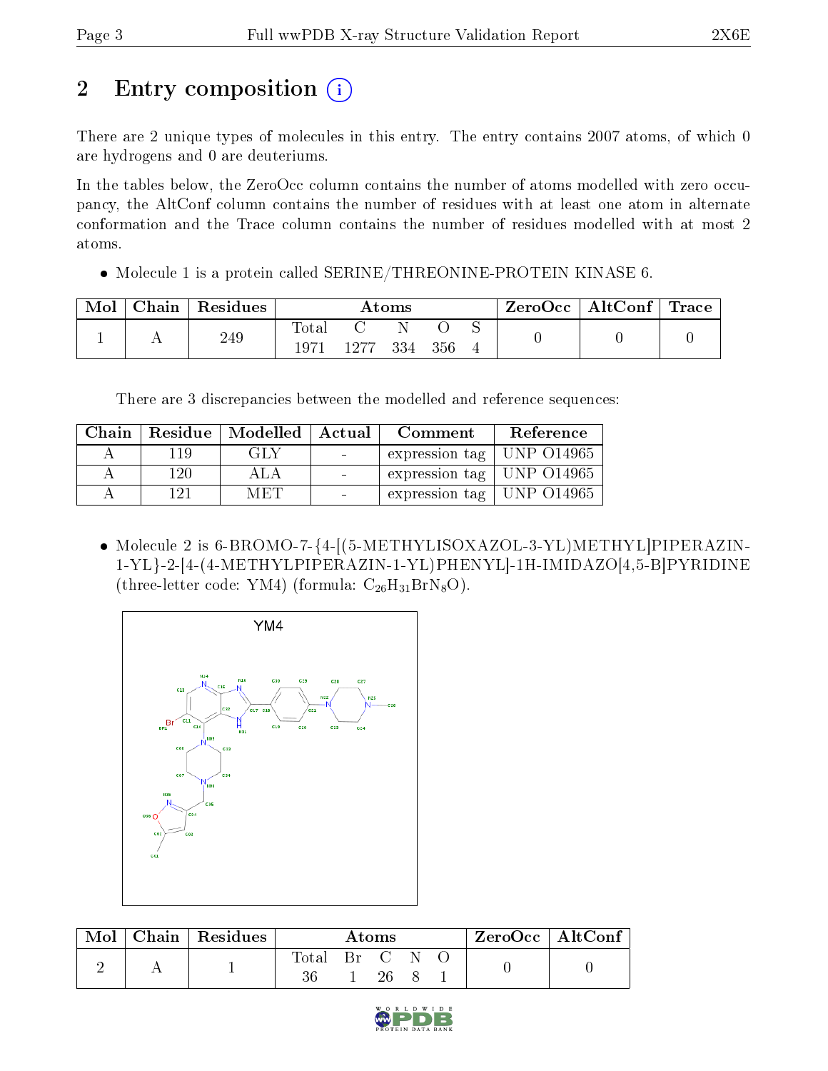# 2 Entry composition

There are 2 unique types of molecules in this entry. The entry contains 2007 atoms, of which 0 are hydrogens and 0 are deuteriums.

In the tables below, the ZeroOcc column contains the number of atoms modelled with zero occupancy, the AltConf column contains the number of residues with at least one atom in alternate conformation and the Trace column contains the number of residues modelled with at most 2 atoms.

- Molecule 1 is a protein called SERINE/THREONINE-PROTEIN KINASE 6.

| Mol | Chain | Residues | Atoms | | | | | ZeroOcc | AltConf | Trace |
|---|---|---|---|---|---|---|---|---|---|---|
| | | | Total | C | N | O | S | | | |
| 1 | A | 249 | 1971 | 1277 | 334 | 356 | 4 | 0 | 0 | 0 |

There are 3 discrepancies between the modelled and reference sequences:

| Chain | Residue | Modelled | Actual | Comment | Reference |
|---|---|---|---|---|---|
| A | 119 | GLY | - | expression tag | UNP O14965 |
| A | 120 | ALA | - | expression tag | UNP O14965 |
| A | 121 | MET | - | expression tag | UNP O14965 |

- Molecule 2 is 6-BROMO-7-{4-[(5-METHYLISOXAZOL-3-YL)METHYL]PIPERAZIN-1-YL}-2-[4-(4-METHYLPIPERAZIN-1-YL)PHENYL]-1H-IMIDAZO[4,5-B]PYRIDINE (three-letter code: YM4) (formula: $C_{26}H_{31}BrN_8O$).

| Mol | Chain | Residues | Atoms | | | | | ZeroOcc | AltConf |
|---|---|---|---|---|---|---|---|---|---|
| | | | Total | Br | C | N | O | | |
| 2 | A | 1 | 36 | 1 | 26 | 8 | 1 | 0 | 0 |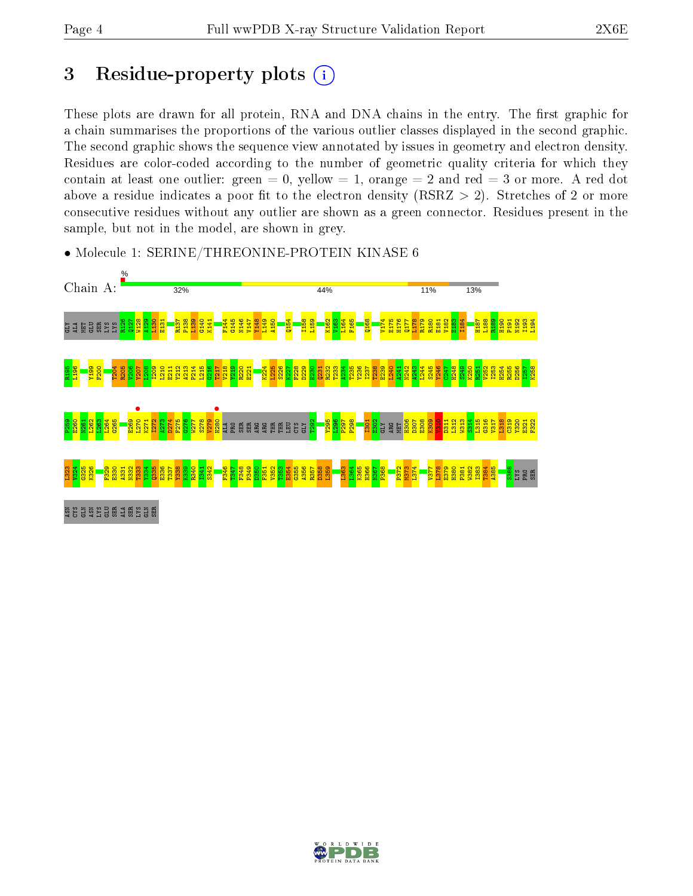# 3 Residue-property plots

These plots are drawn for all protein, RNA and DNA chains in the entry. The first graphic for a chain summarises the proportions of the various outlier classes displayed in the second graphic. The second graphic shows the sequence view annotated by issues in geometry and electron density. Residues are color-coded according to the number of geometric quality criteria for which they contain at least one outlier: green = 0, yellow = 1, orange = 2 and red = 3 or more. A red dot above a residue indicates a poor fit to the electron density (RSRZ > 2). Stretches of 2 or more consecutive residues without any outlier are shown as a green connector. Residues present in the sample, but not in the model, are shown in grey.

- Molecule 1: SERINE/THREONINE-PROTEIN KINASE 6

Chain A: 32% | 44% | 11% | 13%

GLY ALA MET GLU SER LYS LYS R126 Q127 W128 A129 L130 E131 R137 P138 L139 G140 K141 F144 G145 N146 V147 Y148 L149 A150 Q154 I158 L159 K162 V163 L164 F165 Q168 V174 E175 H176 Q177 L178 R179 R180 E181 V182 E183 I184 H187 L188 R189 H190 P191 N192 I193 L194

R195 L196 Y199 F200 T204 R205 V206 Y207 L208 I209 L210 E211 Y212 A213 P214 L215 G216 T217 V218 Y219 R220 E221 K224 L225 S226 K227 F228 D229 E230 Q231 R232 T233 A234 T235 Y236 I237 T238 E239 L240 A241 N242 A243 L244 S245 Y246 C247 H248 S249 K250 R251 V252 I253 H254 R255 D256 I257 K258

P259 E260 N261 L262 L263 L264 G265 E269 L270 K271 I272 A273 D274 F275 G276 W277 S278 V279 H280 ALA PRO SER SER ARG ARG THR THR LEU CYS GLY T292 Y295 L296 P297 P298 I301 E302 GLY ARG MET H306 D307 E308 K309 V310 D311 L312 W313 S314 L315 G316 V317 L318 C319 Y320 E321 F322

L323 V324 G325 K326 F329 E330 A331 N332 T333 Y334 Q335 E336 T337 Y338 K339 R340 I341 S342 F346 T347 F348 P349 D350 F351 V352 T353 E354 G355 A356 R357 D358 L359 L363 L364 K365 H366 N367 P368 P372 M373 L374 V377 L378 E379 H380 P381 W382 I383 T384 A385 S388 LYS PRO SER

ASN CYS GLN ASN LYS GLU SER ALA SER LYS GLN SER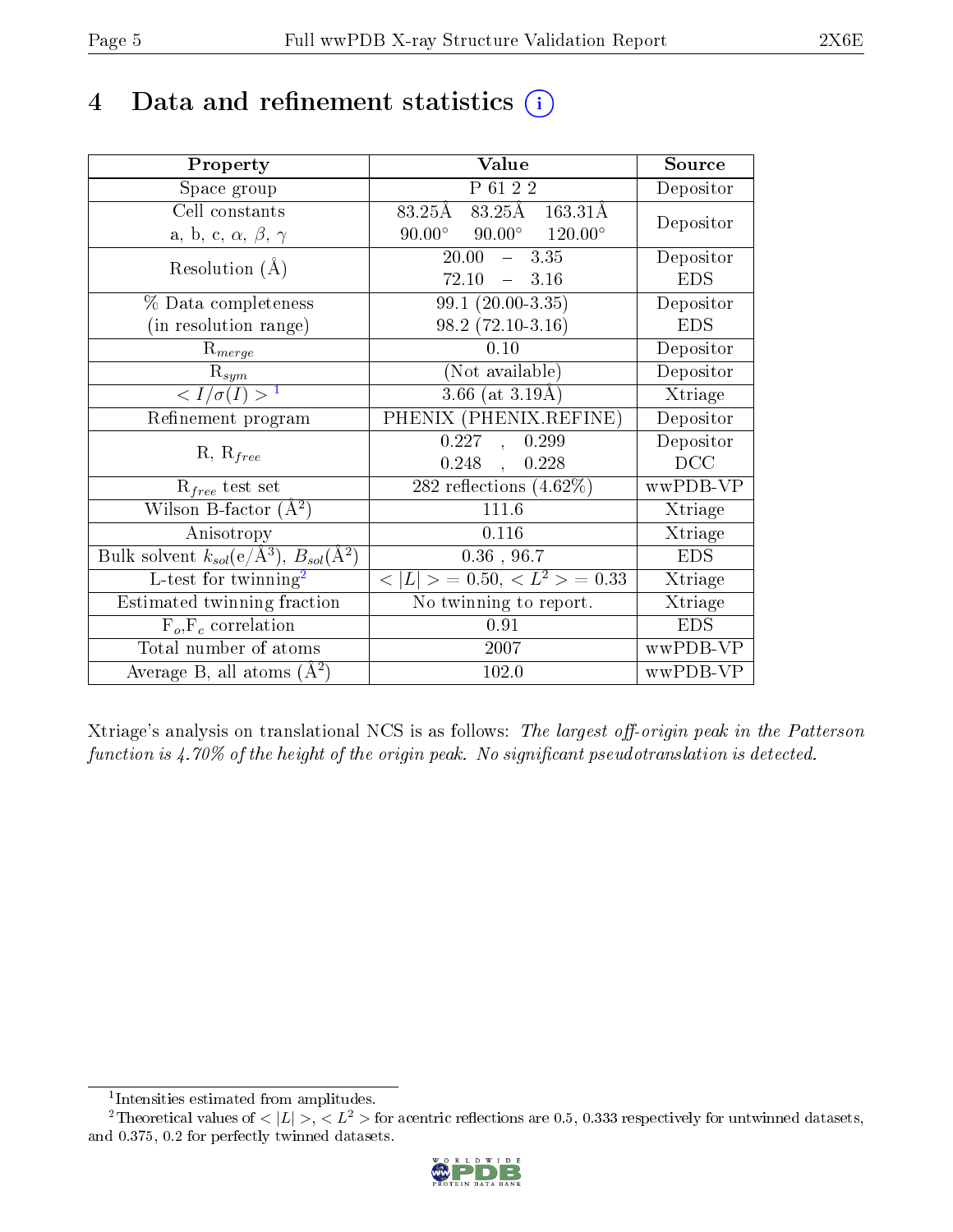# 4 Data and refinement statistics (i)

| Property | Value | Source |
|---|---|---|
| Space group | P 61 2 2 | Depositor |
| Cell constants<br>a, b, c, $\alpha$, $\beta$, $\gamma$ | 83.25Å 83.25Å 163.31Å<br>90.00° 90.00° 120.00° | Depositor |
| Resolution (Å) | 20.00 – 3.35<br>72.10 – 3.16 | Depositor<br>EDS |
| % Data completeness<br>(in resolution range) | 99.1 (20.00-3.35)<br>98.2 (72.10-3.16) | Depositor<br>EDS |
| $R_{merge}$ | 0.10 | Depositor |
| $R_{sym}$ | (Not available) | Depositor |
| $< I/\sigma(I) >$ [1] | 3.66 (at 3.19Å) | Xtriage |
| Refinement program | PHENIX (PHENIX.REFINE) | Depositor |
| R, $R_{free}$ | 0.227 , 0.299<br>0.248 , 0.228 | Depositor<br>DCC |
| $R_{free}$ test set | 282 reflections (4.62%) | wwPDB-VP |
| Wilson B-factor (Å$^2$) | 111.6 | Xtriage |
| Anisotropy | 0.116 | Xtriage |
| Bulk solvent $k_{sol}$(e/Å$^3$), $B_{sol}$(Å$^2$) | 0.36 , 96.7 | EDS |
| L-test for twinning[2] | $< \|L\| >$ = 0.50, $< L^2 >$ = 0.33 | Xtriage |
| Estimated twinning fraction | No twinning to report. | Xtriage |
| $F_o$,$F_c$ correlation | 0.91 | EDS |
| Total number of atoms | 2007 | wwPDB-VP |
| Average B, all atoms (Å$^2$) | 102.0 | wwPDB-VP |

Xtriage's analysis on translational NCS is as follows: *The largest off-origin peak in the Patterson function is 4.70% of the height of the origin peak. No significant pseudotranslation is detected.*

[1] Intensities estimated from amplitudes.

[2] Theoretical values of $< |L| >$, $< L^2 >$ for acentric reflections are 0.5, 0.333 respectively for untwinned datasets, and 0.375, 0.2 for perfectly twinned datasets.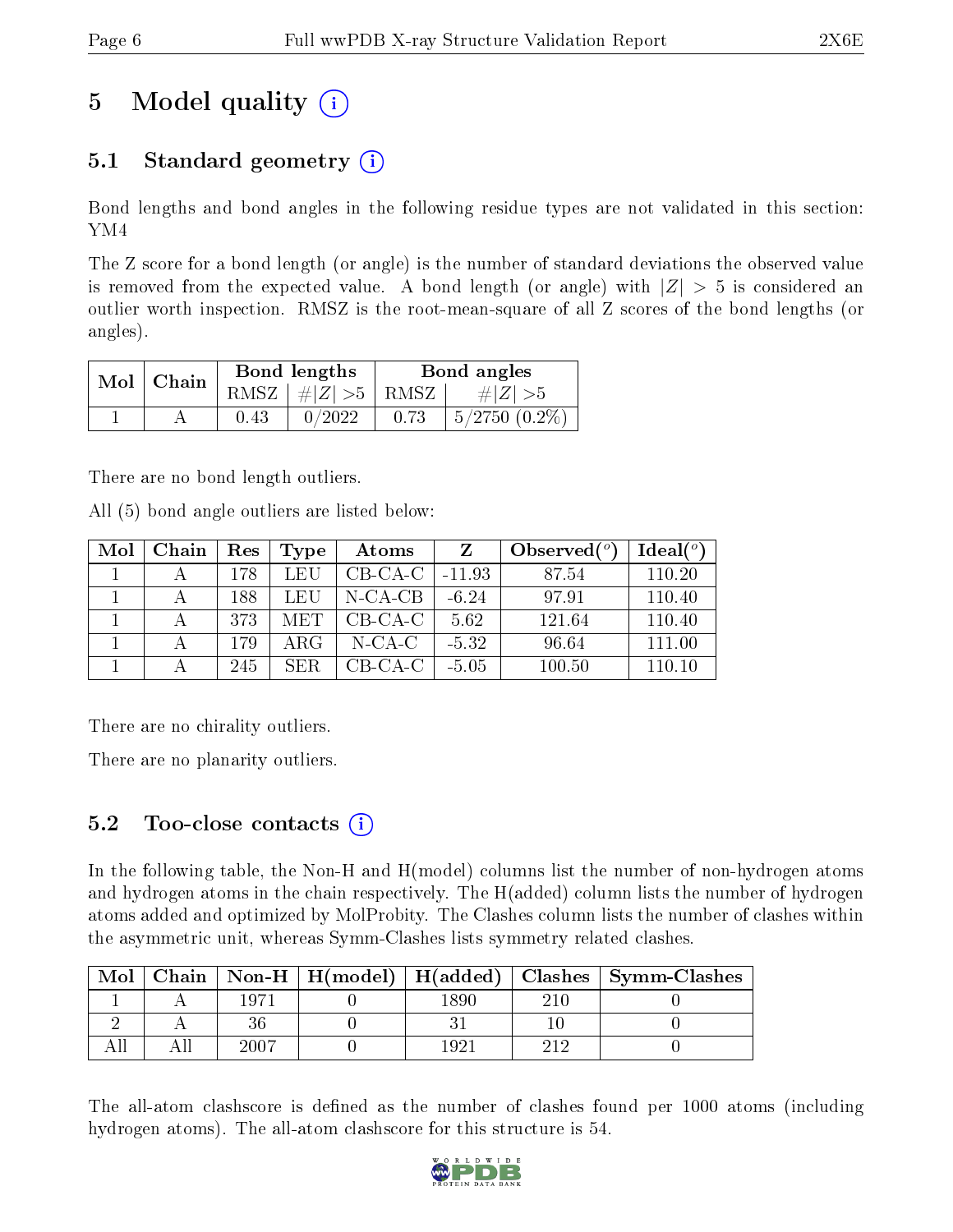# 5 Model quality

## 5.1 Standard geometry

Bond lengths and bond angles in the following residue types are not validated in this section: YM4

The Z score for a bond length (or angle) is the number of standard deviations the observed value is removed from the expected value. A bond length (or angle) with $|Z| > 5$ is considered an outlier worth inspection. RMSZ is the root-mean-square of all Z scores of the bond lengths (or angles).

| Mol | Chain | Bond lengths | | Bond angles | |
|---|---|---|---|---|---|
| | | RMSZ | $\#|Z| > 5$ | RMSZ | $\#|Z| > 5$ |
| 1 | A | 0.43 | 0/2022 | 0.73 | 5/2750 (0.2%) |

There are no bond length outliers.

All (5) bond angle outliers are listed below:

| Mol | Chain | Res | Type | Atoms | Z | Observed($^o$) | Ideal($^o$) |
|---|---|---|---|---|---|---|---|
| 1 | A | 178 | LEU | CB-CA-C | -11.93 | 87.54 | 110.20 |
| 1 | A | 188 | LEU | N-CA-CB | -6.24 | 97.91 | 110.40 |
| 1 | A | 373 | MET | CB-CA-C | 5.62 | 121.64 | 110.40 |
| 1 | A | 179 | ARG | N-CA-C | -5.32 | 96.64 | 111.00 |
| 1 | A | 245 | SER | CB-CA-C | -5.05 | 100.50 | 110.10 |

There are no chirality outliers.

There are no planarity outliers.

## 5.2 Too-close contacts

In the following table, the Non-H and H(model) columns list the number of non-hydrogen atoms and hydrogen atoms in the chain respectively. The H(added) column lists the number of hydrogen atoms added and optimized by MolProbity. The Clashes column lists the number of clashes within the asymmetric unit, whereas Symm-Clashes lists symmetry related clashes.

| Mol | Chain | Non-H | H(model) | H(added) | Clashes | Symm-Clashes |
|---|---|---|---|---|---|---|
| 1 | A | 1971 | 0 | 1890 | 210 | 0 |
| 2 | A | 36 | 0 | 31 | 10 | 0 |
| All | All | 2007 | 0 | 1921 | 212 | 0 |

The all-atom clashscore is defined as the number of clashes found per 1000 atoms (including hydrogen atoms). The all-atom clashscore for this structure is 54.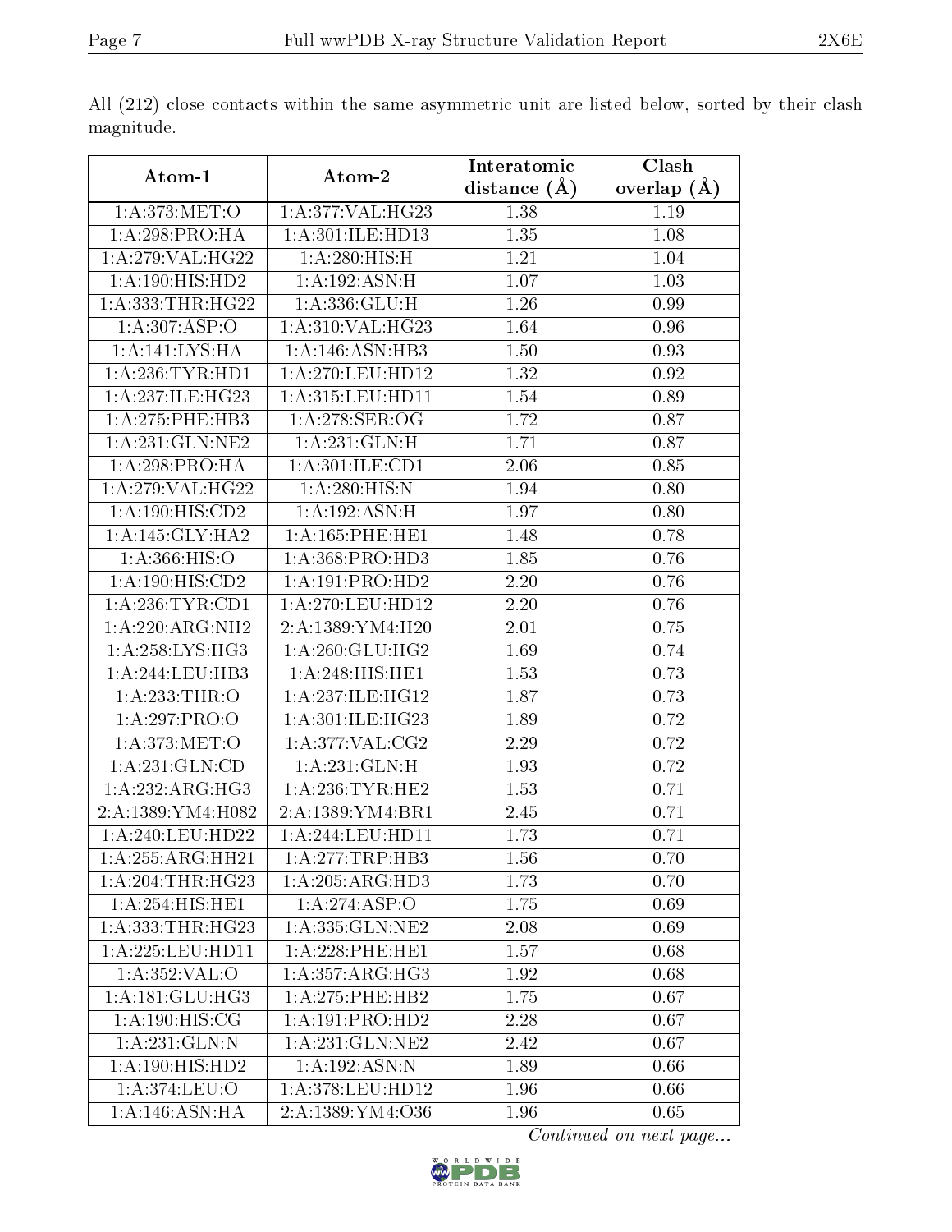All (212) close contacts within the same asymmetric unit are listed below, sorted by their clash magnitude.

| Atom-1 | Atom-2 | Interatomic distance (Å) | Clash overlap (Å) |
|---|---|---|---|
| 1:A:373:MET:O | 1:A:377:VAL:HG23 | 1.38 | 1.19 |
| 1:A:298:PRO:HA | 1:A:301:ILE:HD13 | 1.35 | 1.08 |
| 1:A:279:VAL:HG22 | 1:A:280:HIS:H | 1.21 | 1.04 |
| 1:A:190:HIS:HD2 | 1:A:192:ASN:H | 1.07 | 1.03 |
| 1:A:333:THR:HG22 | 1:A:336:GLU:H | 1.26 | 0.99 |
| 1:A:307:ASP:O | 1:A:310:VAL:HG23 | 1.64 | 0.96 |
| 1:A:141:LYS:HA | 1:A:146:ASN:HB3 | 1.50 | 0.93 |
| 1:A:236:TYR:HD1 | 1:A:270:LEU:HD12 | 1.32 | 0.92 |
| 1:A:237:ILE:HG23 | 1:A:315:LEU:HD11 | 1.54 | 0.89 |
| 1:A:275:PHE:HB3 | 1:A:278:SER:OG | 1.72 | 0.87 |
| 1:A:231:GLN:NE2 | 1:A:231:GLN:H | 1.71 | 0.87 |
| 1:A:298:PRO:HA | 1:A:301:ILE:CD1 | 2.06 | 0.85 |
| 1:A:279:VAL:HG22 | 1:A:280:HIS:N | 1.94 | 0.80 |
| 1:A:190:HIS:CD2 | 1:A:192:ASN:H | 1.97 | 0.80 |
| 1:A:145:GLY:HA2 | 1:A:165:PHE:HE1 | 1.48 | 0.78 |
| 1:A:366:HIS:O | 1:A:368:PRO:HD3 | 1.85 | 0.76 |
| 1:A:190:HIS:CD2 | 1:A:191:PRO:HD2 | 2.20 | 0.76 |
| 1:A:236:TYR:CD1 | 1:A:270:LEU:HD12 | 2.20 | 0.76 |
| 1:A:220:ARG:NH2 | 2:A:1389:YM4:H20 | 2.01 | 0.75 |
| 1:A:258:LYS:HG3 | 1:A:260:GLU:HG2 | 1.69 | 0.74 |
| 1:A:244:LEU:HB3 | 1:A:248:HIS:HE1 | 1.53 | 0.73 |
| 1:A:233:THR:O | 1:A:237:ILE:HG12 | 1.87 | 0.73 |
| 1:A:297:PRO:O | 1:A:301:ILE:HG23 | 1.89 | 0.72 |
| 1:A:373:MET:O | 1:A:377:VAL:CG2 | 2.29 | 0.72 |
| 1:A:231:GLN:CD | 1:A:231:GLN:H | 1.93 | 0.72 |
| 1:A:232:ARG:HG3 | 1:A:236:TYR:HE2 | 1.53 | 0.71 |
| 2:A:1389:YM4:H082 | 2:A:1389:YM4:BR1 | 2.45 | 0.71 |
| 1:A:240:LEU:HD22 | 1:A:244:LEU:HD11 | 1.73 | 0.71 |
| 1:A:255:ARG:HH21 | 1:A:277:TRP:HB3 | 1.56 | 0.70 |
| 1:A:204:THR:HG23 | 1:A:205:ARG:HD3 | 1.73 | 0.70 |
| 1:A:254:HIS:HE1 | 1:A:274:ASP:O | 1.75 | 0.69 |
| 1:A:333:THR:HG23 | 1:A:335:GLN:NE2 | 2.08 | 0.69 |
| 1:A:225:LEU:HD11 | 1:A:228:PHE:HE1 | 1.57 | 0.68 |
| 1:A:352:VAL:O | 1:A:357:ARG:HG3 | 1.92 | 0.68 |
| 1:A:181:GLU:HG3 | 1:A:275:PHE:HB2 | 1.75 | 0.67 |
| 1:A:190:HIS:CG | 1:A:191:PRO:HD2 | 2.28 | 0.67 |
| 1:A:231:GLN:N | 1:A:231:GLN:NE2 | 2.42 | 0.67 |
| 1:A:190:HIS:HD2 | 1:A:192:ASN:N | 1.89 | 0.66 |
| 1:A:374:LEU:O | 1:A:378:LEU:HD12 | 1.96 | 0.66 |
| 1:A:146:ASN:HA | 2:A:1389:YM4:O36 | 1.96 | 0.65 |

*Continued on next page...*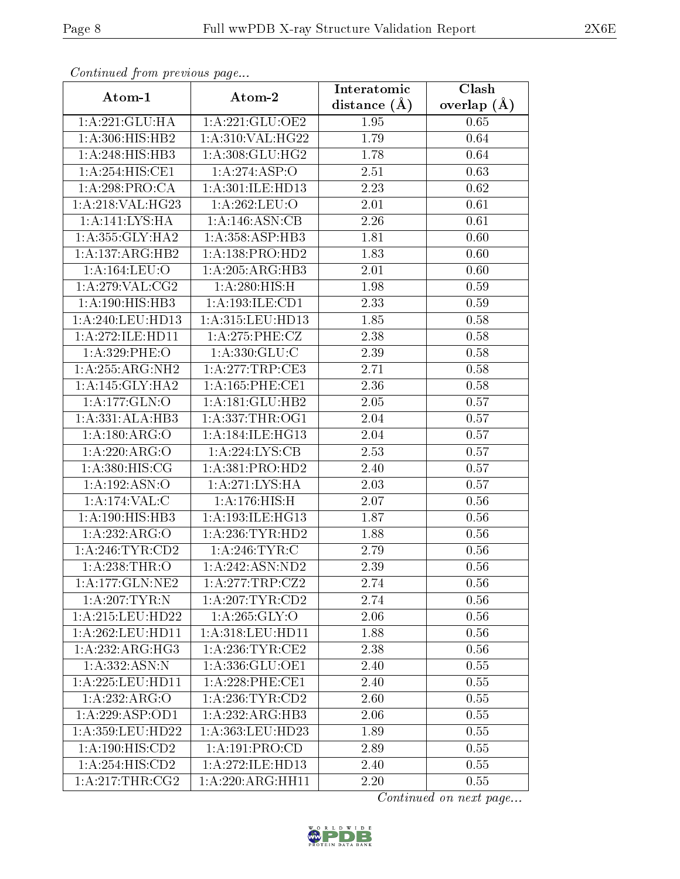*Continued from previous page...*

| Atom-1 | Atom-2 | Interatomic distance (Å) | Clash overlap (Å) |
|---|---|---|---|
| 1:A:221:GLU:HA | 1:A:221:GLU:OE2 | 1.95 | 0.65 |
| 1:A:306:HIS:HB2 | 1:A:310:VAL:HG22 | 1.79 | 0.64 |
| 1:A:248:HIS:HB3 | 1:A:308:GLU:HG2 | 1.78 | 0.64 |
| 1:A:254:HIS:CE1 | 1:A:274:ASP:O | 2.51 | 0.63 |
| 1:A:298:PRO:CA | 1:A:301:ILE:HD13 | 2.23 | 0.62 |
| 1:A:218:VAL:HG23 | 1:A:262:LEU:O | 2.01 | 0.61 |
| 1:A:141:LYS:HA | 1:A:146:ASN:CB | 2.26 | 0.61 |
| 1:A:355:GLY:HA2 | 1:A:358:ASP:HB3 | 1.81 | 0.60 |
| 1:A:137:ARG:HB2 | 1:A:138:PRO:HD2 | 1.83 | 0.60 |
| 1:A:164:LEU:O | 1:A:205:ARG:HB3 | 2.01 | 0.60 |
| 1:A:279:VAL:CG2 | 1:A:280:HIS:H | 1.98 | 0.59 |
| 1:A:190:HIS:HB3 | 1:A:193:ILE:CD1 | 2.33 | 0.59 |
| 1:A:240:LEU:HD13 | 1:A:315:LEU:HD13 | 1.85 | 0.58 |
| 1:A:272:ILE:HD11 | 1:A:275:PHE:CZ | 2.38 | 0.58 |
| 1:A:329:PHE:O | 1:A:330:GLU:C | 2.39 | 0.58 |
| 1:A:255:ARG:NH2 | 1:A:277:TRP:CE3 | 2.71 | 0.58 |
| 1:A:145:GLY:HA2 | 1:A:165:PHE:CE1 | 2.36 | 0.58 |
| 1:A:177:GLN:O | 1:A:181:GLU:HB2 | 2.05 | 0.57 |
| 1:A:331:ALA:HB3 | 1:A:337:THR:OG1 | 2.04 | 0.57 |
| 1:A:180:ARG:O | 1:A:184:ILE:HG13 | 2.04 | 0.57 |
| 1:A:220:ARG:O | 1:A:224:LYS:CB | 2.53 | 0.57 |
| 1:A:380:HIS:CG | 1:A:381:PRO:HD2 | 2.40 | 0.57 |
| 1:A:192:ASN:O | 1:A:271:LYS:HA | 2.03 | 0.57 |
| 1:A:174:VAL:C | 1:A:176:HIS:H | 2.07 | 0.56 |
| 1:A:190:HIS:HB3 | 1:A:193:ILE:HG13 | 1.87 | 0.56 |
| 1:A:232:ARG:O | 1:A:236:TYR:HD2 | 1.88 | 0.56 |
| 1:A:246:TYR:CD2 | 1:A:246:TYR:C | 2.79 | 0.56 |
| 1:A:238:THR:O | 1:A:242:ASN:ND2 | 2.39 | 0.56 |
| 1:A:177:GLN:NE2 | 1:A:277:TRP:CZ2 | 2.74 | 0.56 |
| 1:A:207:TYR:N | 1:A:207:TYR:CD2 | 2.74 | 0.56 |
| 1:A:215:LEU:HD22 | 1:A:265:GLY:O | 2.06 | 0.56 |
| 1:A:262:LEU:HD11 | 1:A:318:LEU:HD11 | 1.88 | 0.56 |
| 1:A:232:ARG:HG3 | 1:A:236:TYR:CE2 | 2.38 | 0.56 |
| 1:A:332:ASN:N | 1:A:336:GLU:OE1 | 2.40 | 0.55 |
| 1:A:225:LEU:HD11 | 1:A:228:PHE:CE1 | 2.40 | 0.55 |
| 1:A:232:ARG:O | 1:A:236:TYR:CD2 | 2.60 | 0.55 |
| 1:A:229:ASP:OD1 | 1:A:232:ARG:HB3 | 2.06 | 0.55 |
| 1:A:359:LEU:HD22 | 1:A:363:LEU:HD23 | 1.89 | 0.55 |
| 1:A:190:HIS:CD2 | 1:A:191:PRO:CD | 2.89 | 0.55 |
| 1:A:254:HIS:CD2 | 1:A:272:ILE:HD13 | 2.40 | 0.55 |
| 1:A:217:THR:CG2 | 1:A:220:ARG:HH11 | 2.20 | 0.55 |

*Continued on next page...*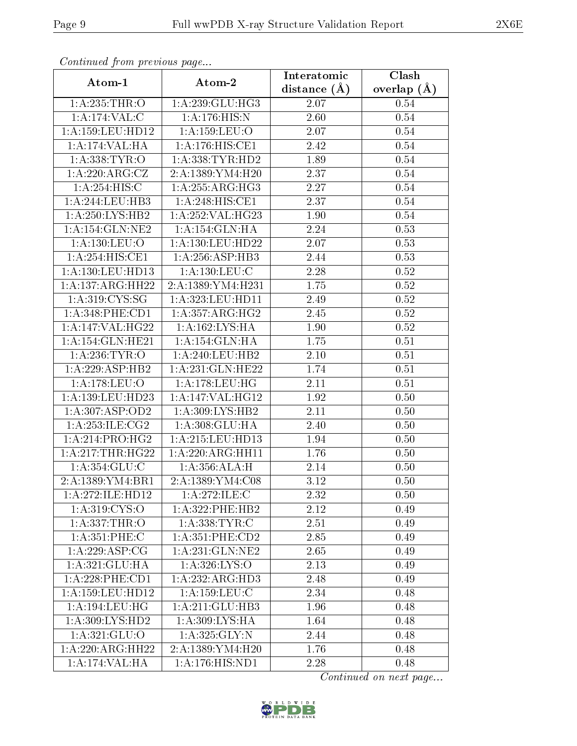*Continued from previous page...*

| Atom-1 | Atom-2 | Interatomic distance (Å) | Clash overlap (Å) |
| --- | --- | --- | --- |
| 1:A:235:THR:O | 1:A:239:GLU:HG3 | 2.07 | 0.54 |
| 1:A:174:VAL:C | 1:A:176:HIS:N | 2.60 | 0.54 |
| 1:A:159:LEU:HD12 | 1:A:159:LEU:O | 2.07 | 0.54 |
| 1:A:174:VAL:HA | 1:A:176:HIS:CE1 | 2.42 | 0.54 |
| 1:A:338:TYR:O | 1:A:338:TYR:HD2 | 1.89 | 0.54 |
| 1:A:220:ARG:CZ | 2:A:1389:YM4:H20 | 2.37 | 0.54 |
| 1:A:254:HIS:C | 1:A:255:ARG:HG3 | 2.27 | 0.54 |
| 1:A:244:LEU:HB3 | 1:A:248:HIS:CE1 | 2.37 | 0.54 |
| 1:A:250:LYS:HB2 | 1:A:252:VAL:HG23 | 1.90 | 0.54 |
| 1:A:154:GLN:NE2 | 1:A:154:GLN:HA | 2.24 | 0.53 |
| 1:A:130:LEU:O | 1:A:130:LEU:HD22 | 2.07 | 0.53 |
| 1:A:254:HIS:CE1 | 1:A:256:ASP:HB3 | 2.44 | 0.53 |
| 1:A:130:LEU:HD13 | 1:A:130:LEU:C | 2.28 | 0.52 |
| 1:A:137:ARG:HH22 | 2:A:1389:YM4:H231 | 1.75 | 0.52 |
| 1:A:319:CYS:SG | 1:A:323:LEU:HD11 | 2.49 | 0.52 |
| 1:A:348:PHE:CD1 | 1:A:357:ARG:HG2 | 2.45 | 0.52 |
| 1:A:147:VAL:HG22 | 1:A:162:LYS:HA | 1.90 | 0.52 |
| 1:A:154:GLN:HE21 | 1:A:154:GLN:HA | 1.75 | 0.51 |
| 1:A:236:TYR:O | 1:A:240:LEU:HB2 | 2.10 | 0.51 |
| 1:A:229:ASP:HB2 | 1:A:231:GLN:HE22 | 1.74 | 0.51 |
| 1:A:178:LEU:O | 1:A:178:LEU:HG | 2.11 | 0.51 |
| 1:A:139:LEU:HD23 | 1:A:147:VAL:HG12 | 1.92 | 0.50 |
| 1:A:307:ASP:OD2 | 1:A:309:LYS:HB2 | 2.11 | 0.50 |
| 1:A:253:ILE:CG2 | 1:A:308:GLU:HA | 2.40 | 0.50 |
| 1:A:214:PRO:HG2 | 1:A:215:LEU:HD13 | 1.94 | 0.50 |
| 1:A:217:THR:HG22 | 1:A:220:ARG:HH11 | 1.76 | 0.50 |
| 1:A:354:GLU:C | 1:A:356:ALA:H | 2.14 | 0.50 |
| 2:A:1389:YM4:BR1 | 2:A:1389:YM4:C08 | 3.12 | 0.50 |
| 1:A:272:ILE:HD12 | 1:A:272:ILE:C | 2.32 | 0.50 |
| 1:A:319:CYS:O | 1:A:322:PHE:HB2 | 2.12 | 0.49 |
| 1:A:337:THR:O | 1:A:338:TYR:C | 2.51 | 0.49 |
| 1:A:351:PHE:C | 1:A:351:PHE:CD2 | 2.85 | 0.49 |
| 1:A:229:ASP:CG | 1:A:231:GLN:NE2 | 2.65 | 0.49 |
| 1:A:321:GLU:HA | 1:A:326:LYS:O | 2.13 | 0.49 |
| 1:A:228:PHE:CD1 | 1:A:232:ARG:HD3 | 2.48 | 0.49 |
| 1:A:159:LEU:HD12 | 1:A:159:LEU:C | 2.34 | 0.48 |
| 1:A:194:LEU:HG | 1:A:211:GLU:HB3 | 1.96 | 0.48 |
| 1:A:309:LYS:HD2 | 1:A:309:LYS:HA | 1.64 | 0.48 |
| 1:A:321:GLU:O | 1:A:325:GLY:N | 2.44 | 0.48 |
| 1:A:220:ARG:HH22 | 2:A:1389:YM4:H20 | 1.76 | 0.48 |
| 1:A:174:VAL:HA | 1:A:176:HIS:ND1 | 2.28 | 0.48 |

*Continued on next page...*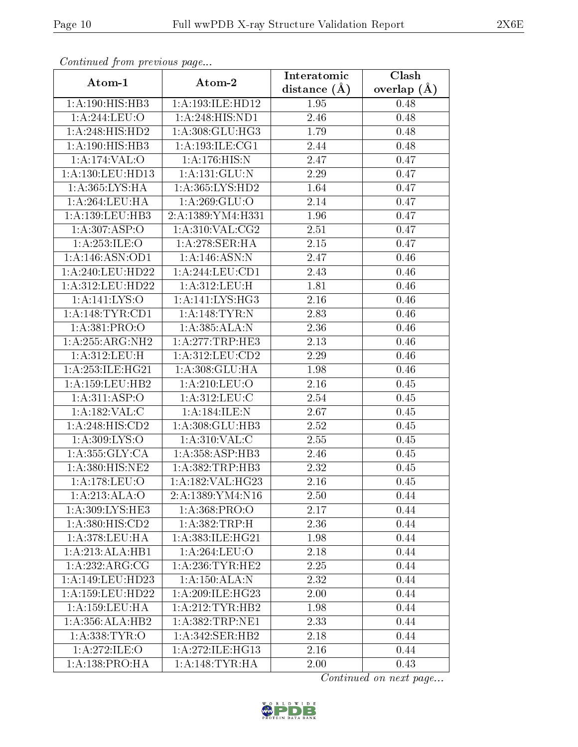*Continued from previous page...*

| Atom-1 | Atom-2 | Interatomic distance (Å) | Clash overlap (Å) |
|---|---|---|---|
| 1:A:190:HIS:HB3 | 1:A:193:ILE:HD12 | 1.95 | 0.48 |
| 1:A:244:LEU:O | 1:A:248:HIS:ND1 | 2.46 | 0.48 |
| 1:A:248:HIS:HD2 | 1:A:308:GLU:HG3 | 1.79 | 0.48 |
| 1:A:190:HIS:HB3 | 1:A:193:ILE:CG1 | 2.44 | 0.48 |
| 1:A:174:VAL:O | 1:A:176:HIS:N | 2.47 | 0.47 |
| 1:A:130:LEU:HD13 | 1:A:131:GLU:N | 2.29 | 0.47 |
| 1:A:365:LYS:HA | 1:A:365:LYS:HD2 | 1.64 | 0.47 |
| 1:A:264:LEU:HA | 1:A:269:GLU:O | 2.14 | 0.47 |
| 1:A:139:LEU:HB3 | 2:A:1389:YM4:H331 | 1.96 | 0.47 |
| 1:A:307:ASP:O | 1:A:310:VAL:CG2 | 2.51 | 0.47 |
| 1:A:253:ILE:O | 1:A:278:SER:HA | 2.15 | 0.47 |
| 1:A:146:ASN:OD1 | 1:A:146:ASN:N | 2.47 | 0.46 |
| 1:A:240:LEU:HD22 | 1:A:244:LEU:CD1 | 2.43 | 0.46 |
| 1:A:312:LEU:HD22 | 1:A:312:LEU:H | 1.81 | 0.46 |
| 1:A:141:LYS:O | 1:A:141:LYS:HG3 | 2.16 | 0.46 |
| 1:A:148:TYR:CD1 | 1:A:148:TYR:N | 2.83 | 0.46 |
| 1:A:381:PRO:O | 1:A:385:ALA:N | 2.36 | 0.46 |
| 1:A:255:ARG:NH2 | 1:A:277:TRP:HE3 | 2.13 | 0.46 |
| 1:A:312:LEU:H | 1:A:312:LEU:CD2 | 2.29 | 0.46 |
| 1:A:253:ILE:HG21 | 1:A:308:GLU:HA | 1.98 | 0.46 |
| 1:A:159:LEU:HB2 | 1:A:210:LEU:O | 2.16 | 0.45 |
| 1:A:311:ASP:O | 1:A:312:LEU:C | 2.54 | 0.45 |
| 1:A:182:VAL:C | 1:A:184:ILE:N | 2.67 | 0.45 |
| 1:A:248:HIS:CD2 | 1:A:308:GLU:HB3 | 2.52 | 0.45 |
| 1:A:309:LYS:O | 1:A:310:VAL:C | 2.55 | 0.45 |
| 1:A:355:GLY:CA | 1:A:358:ASP:HB3 | 2.46 | 0.45 |
| 1:A:380:HIS:NE2 | 1:A:382:TRP:HB3 | 2.32 | 0.45 |
| 1:A:178:LEU:O | 1:A:182:VAL:HG23 | 2.16 | 0.45 |
| 1:A:213:ALA:O | 2:A:1389:YM4:N16 | 2.50 | 0.44 |
| 1:A:309:LYS:HE3 | 1:A:368:PRO:O | 2.17 | 0.44 |
| 1:A:380:HIS:CD2 | 1:A:382:TRP:H | 2.36 | 0.44 |
| 1:A:378:LEU:HA | 1:A:383:ILE:HG21 | 1.98 | 0.44 |
| 1:A:213:ALA:HB1 | 1:A:264:LEU:O | 2.18 | 0.44 |
| 1:A:232:ARG:CG | 1:A:236:TYR:HE2 | 2.25 | 0.44 |
| 1:A:149:LEU:HD23 | 1:A:150:ALA:N | 2.32 | 0.44 |
| 1:A:159:LEU:HD22 | 1:A:209:ILE:HG23 | 2.00 | 0.44 |
| 1:A:159:LEU:HA | 1:A:212:TYR:HB2 | 1.98 | 0.44 |
| 1:A:356:ALA:HB2 | 1:A:382:TRP:NE1 | 2.33 | 0.44 |
| 1:A:338:TYR:O | 1:A:342:SER:HB2 | 2.18 | 0.44 |
| 1:A:272:ILE:O | 1:A:272:ILE:HG13 | 2.16 | 0.44 |
| 1:A:138:PRO:HA | 1:A:148:TYR:HA | 2.00 | 0.43 |

*Continued on next page...*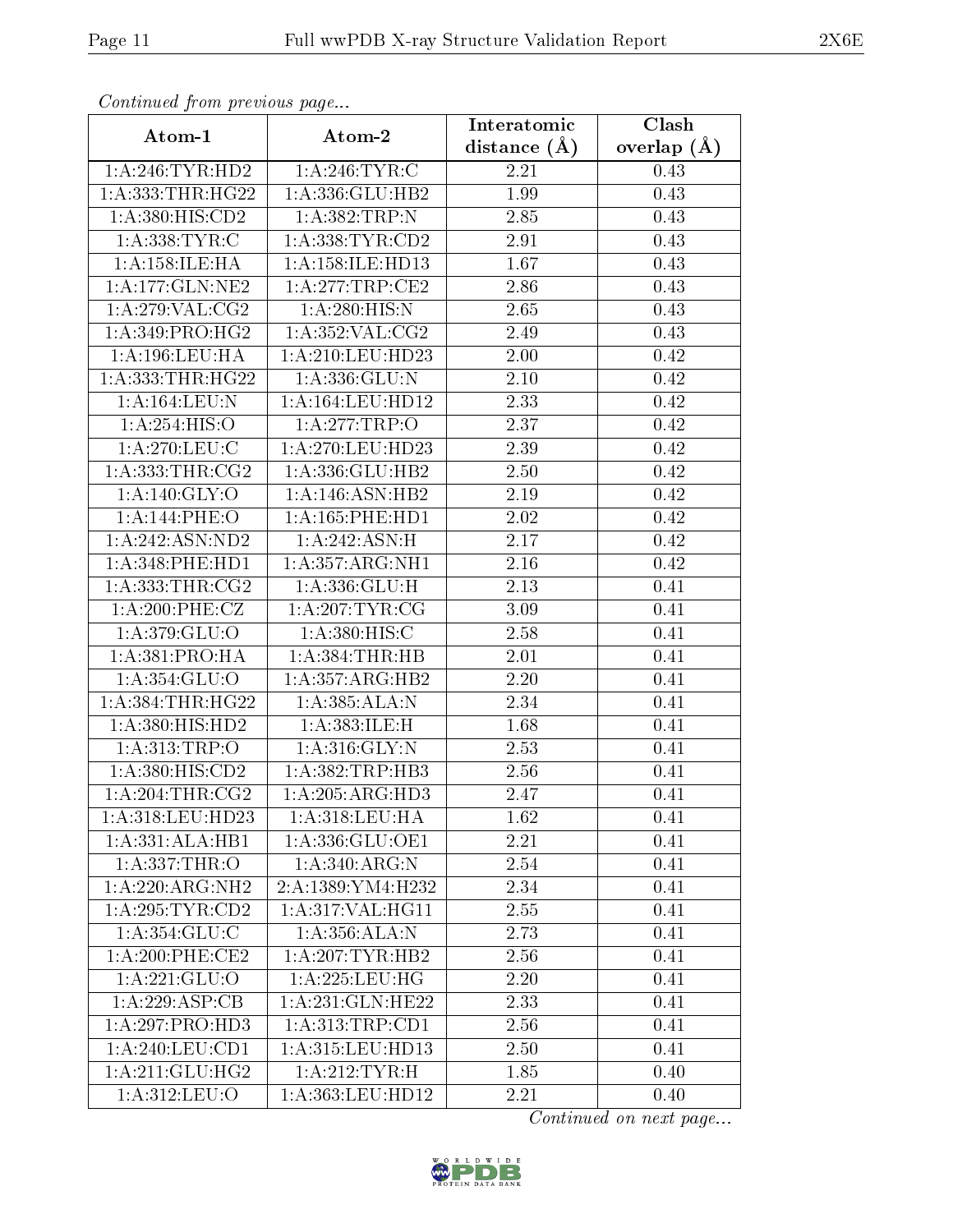*Continued from previous page...*

| Atom-1 | Atom-2 | Interatomic distance (Å) | Clash overlap (Å) |
| --- | --- | --- | --- |
| 1:A:246:TYR:HD2 | 1:A:246:TYR:C | 2.21 | 0.43 |
| 1:A:333:THR:HG22 | 1:A:336:GLU:HB2 | 1.99 | 0.43 |
| 1:A:380:HIS:CD2 | 1:A:382:TRP:N | 2.85 | 0.43 |
| 1:A:338:TYR:C | 1:A:338:TYR:CD2 | 2.91 | 0.43 |
| 1:A:158:ILE:HA | 1:A:158:ILE:HD13 | 1.67 | 0.43 |
| 1:A:177:GLN:NE2 | 1:A:277:TRP:CE2 | 2.86 | 0.43 |
| 1:A:279:VAL:CG2 | 1:A:280:HIS:N | 2.65 | 0.43 |
| 1:A:349:PRO:HG2 | 1:A:352:VAL:CG2 | 2.49 | 0.43 |
| 1:A:196:LEU:HA | 1:A:210:LEU:HD23 | 2.00 | 0.42 |
| 1:A:333:THR:HG22 | 1:A:336:GLU:N | 2.10 | 0.42 |
| 1:A:164:LEU:N | 1:A:164:LEU:HD12 | 2.33 | 0.42 |
| 1:A:254:HIS:O | 1:A:277:TRP:O | 2.37 | 0.42 |
| 1:A:270:LEU:C | 1:A:270:LEU:HD23 | 2.39 | 0.42 |
| 1:A:333:THR:CG2 | 1:A:336:GLU:HB2 | 2.50 | 0.42 |
| 1:A:140:GLY:O | 1:A:146:ASN:HB2 | 2.19 | 0.42 |
| 1:A:144:PHE:O | 1:A:165:PHE:HD1 | 2.02 | 0.42 |
| 1:A:242:ASN:ND2 | 1:A:242:ASN:H | 2.17 | 0.42 |
| 1:A:348:PHE:HD1 | 1:A:357:ARG:NH1 | 2.16 | 0.42 |
| 1:A:333:THR:CG2 | 1:A:336:GLU:H | 2.13 | 0.41 |
| 1:A:200:PHE:CZ | 1:A:207:TYR:CG | 3.09 | 0.41 |
| 1:A:379:GLU:O | 1:A:380:HIS:C | 2.58 | 0.41 |
| 1:A:381:PRO:HA | 1:A:384:THR:HB | 2.01 | 0.41 |
| 1:A:354:GLU:O | 1:A:357:ARG:HB2 | 2.20 | 0.41 |
| 1:A:384:THR:HG22 | 1:A:385:ALA:N | 2.34 | 0.41 |
| 1:A:380:HIS:HD2 | 1:A:383:ILE:H | 1.68 | 0.41 |
| 1:A:313:TRP:O | 1:A:316:GLY:N | 2.53 | 0.41 |
| 1:A:380:HIS:CD2 | 1:A:382:TRP:HB3 | 2.56 | 0.41 |
| 1:A:204:THR:CG2 | 1:A:205:ARG:HD3 | 2.47 | 0.41 |
| 1:A:318:LEU:HD23 | 1:A:318:LEU:HA | 1.62 | 0.41 |
| 1:A:331:ALA:HB1 | 1:A:336:GLU:OE1 | 2.21 | 0.41 |
| 1:A:337:THR:O | 1:A:340:ARG:N | 2.54 | 0.41 |
| 1:A:220:ARG:NH2 | 2:A:1389:YM4:H232 | 2.34 | 0.41 |
| 1:A:295:TYR:CD2 | 1:A:317:VAL:HG11 | 2.55 | 0.41 |
| 1:A:354:GLU:C | 1:A:356:ALA:N | 2.73 | 0.41 |
| 1:A:200:PHE:CE2 | 1:A:207:TYR:HB2 | 2.56 | 0.41 |
| 1:A:221:GLU:O | 1:A:225:LEU:HG | 2.20 | 0.41 |
| 1:A:229:ASP:CB | 1:A:231:GLN:HE22 | 2.33 | 0.41 |
| 1:A:297:PRO:HD3 | 1:A:313:TRP:CD1 | 2.56 | 0.41 |
| 1:A:240:LEU:CD1 | 1:A:315:LEU:HD13 | 2.50 | 0.41 |
| 1:A:211:GLU:HG2 | 1:A:212:TYR:H | 1.85 | 0.40 |
| 1:A:312:LEU:O | 1:A:363:LEU:HD12 | 2.21 | 0.40 |

*Continued on next page...*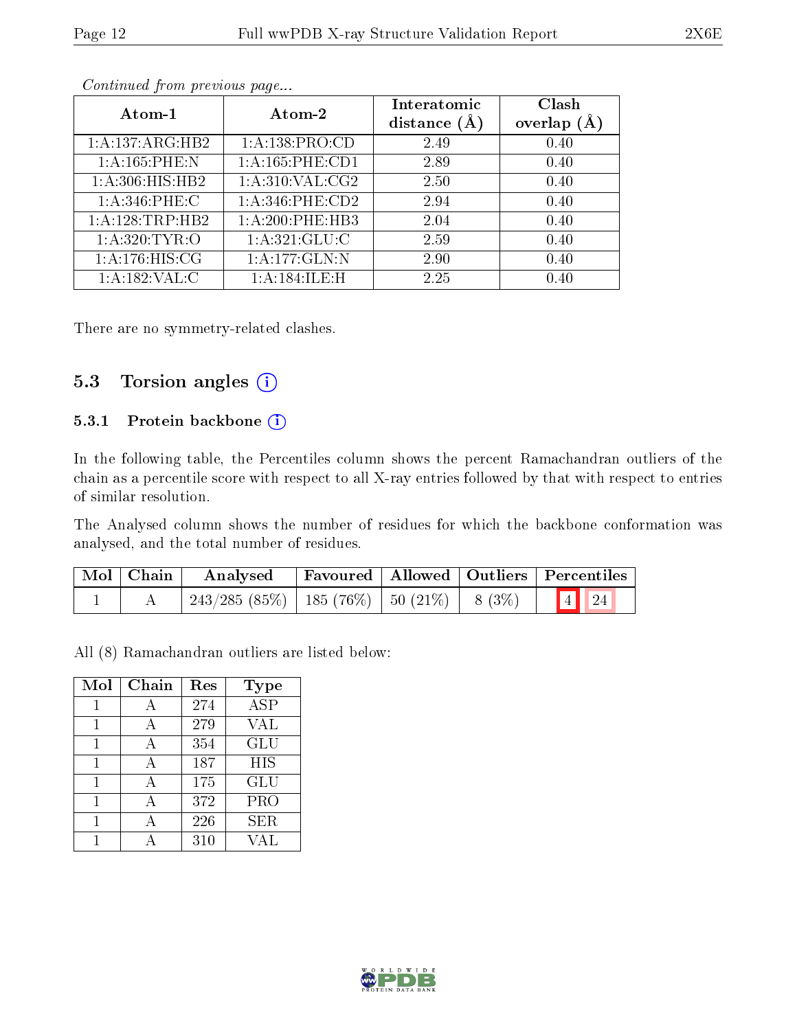*Continued from previous page...*

| Atom-1 | Atom-2 | Interatomic distance (Å) | Clash overlap (Å) |
|---|---|---|---|
| 1:A:137:ARG:HB2 | 1:A:138:PRO:CD | 2.49 | 0.40 |
| 1:A:165:PHE:N | 1:A:165:PHE:CD1 | 2.89 | 0.40 |
| 1:A:306:HIS:HB2 | 1:A:310:VAL:CG2 | 2.50 | 0.40 |
| 1:A:346:PHE:C | 1:A:346:PHE:CD2 | 2.94 | 0.40 |
| 1:A:128:TRP:HB2 | 1:A:200:PHE:HB3 | 2.04 | 0.40 |
| 1:A:320:TYR:O | 1:A:321:GLU:C | 2.59 | 0.40 |
| 1:A:176:HIS:CG | 1:A:177:GLN:N | 2.90 | 0.40 |
| 1:A:182:VAL:C | 1:A:184:ILE:H | 2.25 | 0.40 |

There are no symmetry-related clashes.

## 5.3 Torsion angles

### 5.3.1 Protein backbone

In the following table, the Percentiles column shows the percent Ramachandran outliers of the chain as a percentile score with respect to all X-ray entries followed by that with respect to entries of similar resolution.

The Analysed column shows the number of residues for which the backbone conformation was analysed, and the total number of residues.

| Mol | Chain | Analysed | Favoured | Allowed | Outliers | Percentiles | |
|---|---|---|---|---|---|---|---|
| 1 | A | 243/285 (85%) | 185 (76%) | 50 (21%) | 8 (3%) | 4 | 24 |

All (8) Ramachandran outliers are listed below:

| Mol | Chain | Res | Type |
|---|---|---|---|
| 1 | A | 274 | ASP |
| 1 | A | 279 | VAL |
| 1 | A | 354 | GLU |
| 1 | A | 187 | HIS |
| 1 | A | 175 | GLU |
| 1 | A | 372 | PRO |
| 1 | A | 226 | SER |
| 1 | A | 310 | VAL |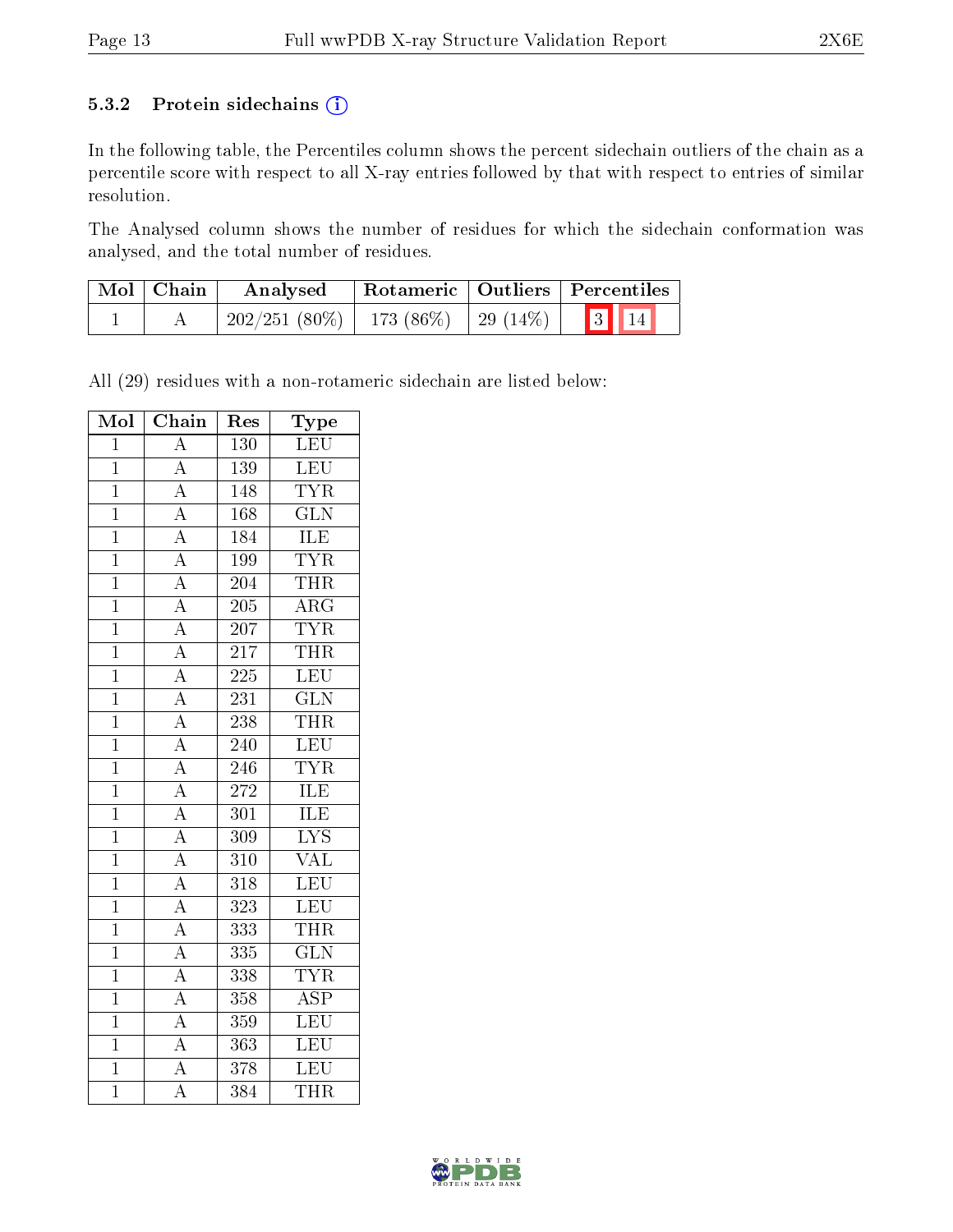### 5.3.2 Protein sidechains (i)

In the following table, the Percentiles column shows the percent sidechain outliers of the chain as a percentile score with respect to all X-ray entries followed by that with respect to entries of similar resolution.

The Analysed column shows the number of residues for which the sidechain conformation was analysed, and the total number of residues.

| Mol | Chain | Analysed | Rotameric | Outliers | Percentiles |
|---|---|---|---|---|---|
| 1 | A | 202/251 (80%) | 173 (86%) | 29 (14%) | 3 14 |

All (29) residues with a non-rotameric sidechain are listed below:

| Mol | Chain | Res | Type |
|---|---|---|---|
| 1 | A | 130 | LEU |
| 1 | A | 139 | LEU |
| 1 | A | 148 | TYR |
| 1 | A | 168 | GLN |
| 1 | A | 184 | ILE |
| 1 | A | 199 | TYR |
| 1 | A | 204 | THR |
| 1 | A | 205 | ARG |
| 1 | A | 207 | TYR |
| 1 | A | 217 | THR |
| 1 | A | 225 | LEU |
| 1 | A | 231 | GLN |
| 1 | A | 238 | THR |
| 1 | A | 240 | LEU |
| 1 | A | 246 | TYR |
| 1 | A | 272 | ILE |
| 1 | A | 301 | ILE |
| 1 | A | 309 | LYS |
| 1 | A | 310 | VAL |
| 1 | A | 318 | LEU |
| 1 | A | 323 | LEU |
| 1 | A | 333 | THR |
| 1 | A | 335 | GLN |
| 1 | A | 338 | TYR |
| 1 | A | 358 | ASP |
| 1 | A | 359 | LEU |
| 1 | A | 363 | LEU |
| 1 | A | 378 | LEU |
| 1 | A | 384 | THR |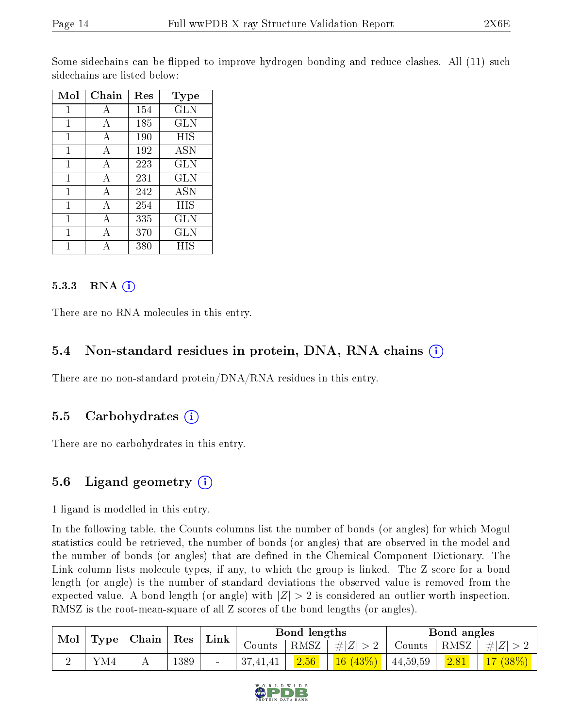Some sidechains can be flipped to improve hydrogen bonding and reduce clashes. All (11) such sidechains are listed below:

| Mol | Chain | Res | Type |
|---|---|---|---|
| 1 | A | 154 | GLN |
| 1 | A | 185 | GLN |
| 1 | A | 190 | HIS |
| 1 | A | 192 | ASN |
| 1 | A | 223 | GLN |
| 1 | A | 231 | GLN |
| 1 | A | 242 | ASN |
| 1 | A | 254 | HIS |
| 1 | A | 335 | GLN |
| 1 | A | 370 | GLN |
| 1 | A | 380 | HIS |

#### 5.3.3 RNA (i)

There are no RNA molecules in this entry.

### 5.4 Non-standard residues in protein, DNA, RNA chains (i)

There are no non-standard protein/DNA/RNA residues in this entry.

### 5.5 Carbohydrates (i)

There are no carbohydrates in this entry.

### 5.6 Ligand geometry (i)

1 ligand is modelled in this entry.

In the following table, the Counts columns list the number of bonds (or angles) for which Mogul statistics could be retrieved, the number of bonds (or angles) that are observed in the model and the number of bonds (or angles) that are defined in the Chemical Component Dictionary. The Link column lists molecule types, if any, to which the group is linked. The Z score for a bond length (or angle) is the number of standard deviations the observed value is removed from the expected value. A bond length (or angle) with $|Z| > 2$ is considered an outlier worth inspection. RMSZ is the root-mean-square of all Z scores of the bond lengths (or angles).

| Mol | Type | Chain | Res | Link | Bond lengths | | | Bond angles | | |
|---|---|---|---|---|---|---|---|---|---|---|
| | | | | | Counts | RMSZ | $\#\|Z\| > 2$ | Counts | RMSZ | $\#\|Z\| > 2$ |
| 2 | YM4 | A | 1389 | - | 37,41,41 | 2.56 | 16 (43%) | 44,59,59 | 2.81 | 17 (38%) |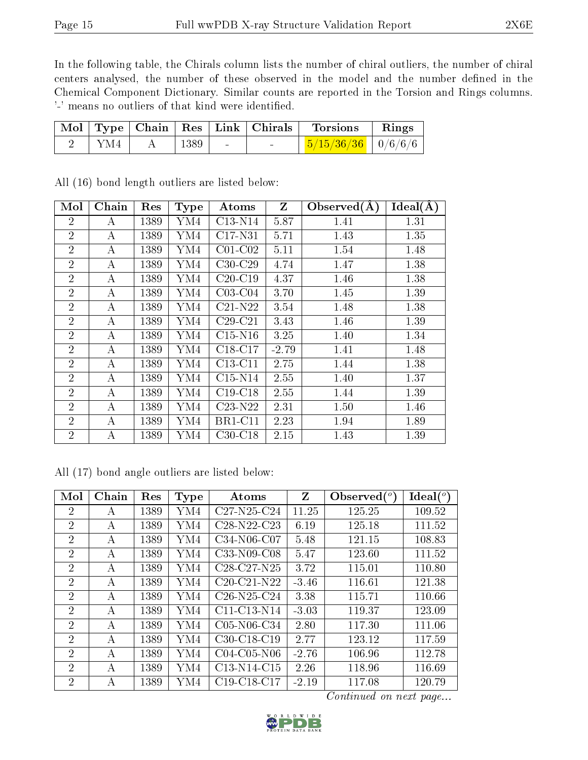In the following table, the Chirals column lists the number of chiral outliers, the number of chiral centers analysed, the number of these observed in the model and the number defined in the Chemical Component Dictionary. Similar counts are reported in the Torsion and Rings columns. '-' means no outliers of that kind were identified.

| Mol | Type | Chain | Res | Link | Chirals | Torsions | Rings |
|---|---|---|---|---|---|---|---|
| 2 | YM4 | A | 1389 | - | - | 5/15/36/36 | 0/6/6/6 |

All (16) bond length outliers are listed below:

| Mol | Chain | Res | Type | Atoms | Z | Observed(Å) | Ideal(Å) |
|---|---|---|---|---|---|---|---|
| 2 | A | 1389 | YM4 | C13-N14 | 5.87 | 1.41 | 1.31 |
| 2 | A | 1389 | YM4 | C17-N31 | 5.71 | 1.43 | 1.35 |
| 2 | A | 1389 | YM4 | C01-C02 | 5.11 | 1.54 | 1.48 |
| 2 | A | 1389 | YM4 | C30-C29 | 4.74 | 1.47 | 1.38 |
| 2 | A | 1389 | YM4 | C20-C19 | 4.37 | 1.46 | 1.38 |
| 2 | A | 1389 | YM4 | C03-C04 | 3.70 | 1.45 | 1.39 |
| 2 | A | 1389 | YM4 | C21-N22 | 3.54 | 1.48 | 1.38 |
| 2 | A | 1389 | YM4 | C29-C21 | 3.43 | 1.46 | 1.39 |
| 2 | A | 1389 | YM4 | C15-N16 | 3.25 | 1.40 | 1.34 |
| 2 | A | 1389 | YM4 | C18-C17 | -2.79 | 1.41 | 1.48 |
| 2 | A | 1389 | YM4 | C13-C11 | 2.75 | 1.44 | 1.38 |
| 2 | A | 1389 | YM4 | C15-N14 | 2.55 | 1.40 | 1.37 |
| 2 | A | 1389 | YM4 | C19-C18 | 2.55 | 1.44 | 1.39 |
| 2 | A | 1389 | YM4 | C23-N22 | 2.31 | 1.50 | 1.46 |
| 2 | A | 1389 | YM4 | BR1-C11 | 2.23 | 1.94 | 1.89 |
| 2 | A | 1389 | YM4 | C30-C18 | 2.15 | 1.43 | 1.39 |

All (17) bond angle outliers are listed below:

| Mol | Chain | Res | Type | Atoms | Z | Observed($^o$) | Ideal($^o$) |
|---|---|---|---|---|---|---|---|
| 2 | A | 1389 | YM4 | C27-N25-C24 | 11.25 | 125.25 | 109.52 |
| 2 | A | 1389 | YM4 | C28-N22-C23 | 6.19 | 125.18 | 111.52 |
| 2 | A | 1389 | YM4 | C34-N06-C07 | 5.48 | 121.15 | 108.83 |
| 2 | A | 1389 | YM4 | C33-N09-C08 | 5.47 | 123.60 | 111.52 |
| 2 | A | 1389 | YM4 | C28-C27-N25 | 3.72 | 115.01 | 110.80 |
| 2 | A | 1389 | YM4 | C20-C21-N22 | -3.46 | 116.61 | 121.38 |
| 2 | A | 1389 | YM4 | C26-N25-C24 | 3.38 | 115.71 | 110.66 |
| 2 | A | 1389 | YM4 | C11-C13-N14 | -3.03 | 119.37 | 123.09 |
| 2 | A | 1389 | YM4 | C05-N06-C34 | 2.80 | 117.30 | 111.06 |
| 2 | A | 1389 | YM4 | C30-C18-C19 | 2.77 | 123.12 | 117.59 |
| 2 | A | 1389 | YM4 | C04-C05-N06 | -2.76 | 106.96 | 112.78 |
| 2 | A | 1389 | YM4 | C13-N14-C15 | 2.26 | 118.96 | 116.69 |
| 2 | A | 1389 | YM4 | C19-C18-C17 | -2.19 | 117.08 | 120.79 |

*Continued on next page...*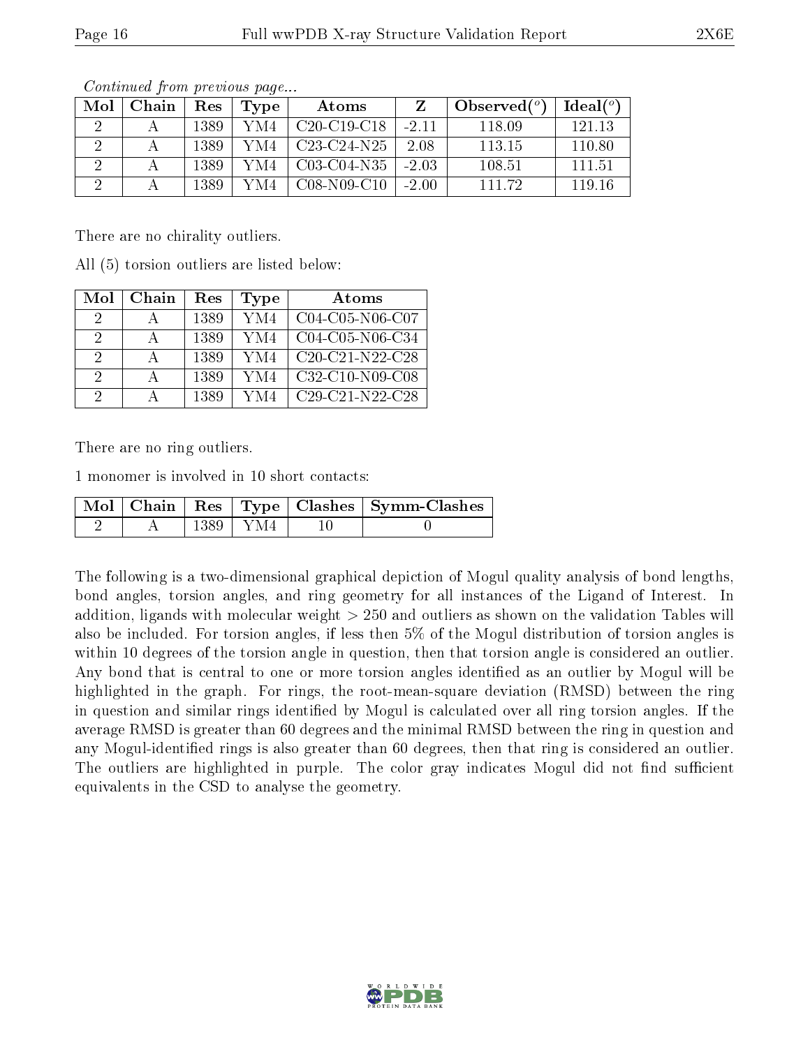*Continued from previous page...*

| Mol | Chain | Res | Type | Atoms | Z | Observed(°) | Ideal(°) |
|---|---|---|---|---|---|---|---|
| 2 | A | 1389 | YM4 | C20-C19-C18 | -2.11 | 118.09 | 121.13 |
| 2 | A | 1389 | YM4 | C23-C24-N25 | 2.08 | 113.15 | 110.80 |
| 2 | A | 1389 | YM4 | C03-C04-N35 | -2.03 | 108.51 | 111.51 |
| 2 | A | 1389 | YM4 | C08-N09-C10 | -2.00 | 111.72 | 119.16 |

There are no chirality outliers.

All (5) torsion outliers are listed below:

| Mol | Chain | Res | Type | Atoms |
|---|---|---|---|---|
| 2 | A | 1389 | YM4 | C04-C05-N06-C07 |
| 2 | A | 1389 | YM4 | C04-C05-N06-C34 |
| 2 | A | 1389 | YM4 | C20-C21-N22-C28 |
| 2 | A | 1389 | YM4 | C32-C10-N09-C08 |
| 2 | A | 1389 | YM4 | C29-C21-N22-C28 |

There are no ring outliers.

1 monomer is involved in 10 short contacts:

| Mol | Chain | Res | Type | Clashes | Symm-Clashes |
|---|---|---|---|---|---|
| 2 | A | 1389 | YM4 | 10 | 0 |

The following is a two-dimensional graphical depiction of Mogul quality analysis of bond lengths, bond angles, torsion angles, and ring geometry for all instances of the Ligand of Interest. In addition, ligands with molecular weight > 250 and outliers as shown on the validation Tables will also be included. For torsion angles, if less then 5% of the Mogul distribution of torsion angles is within 10 degrees of the torsion angle in question, then that torsion angle is considered an outlier. Any bond that is central to one or more torsion angles identified as an outlier by Mogul will be highlighted in the graph. For rings, the root-mean-square deviation (RMSD) between the ring in question and similar rings identified by Mogul is calculated over all ring torsion angles. If the average RMSD is greater than 60 degrees and the minimal RMSD between the ring in question and any Mogul-identified rings is also greater than 60 degrees, then that ring is considered an outlier. The outliers are highlighted in purple. The color gray indicates Mogul did not find sufficient equivalents in the CSD to analyse the geometry.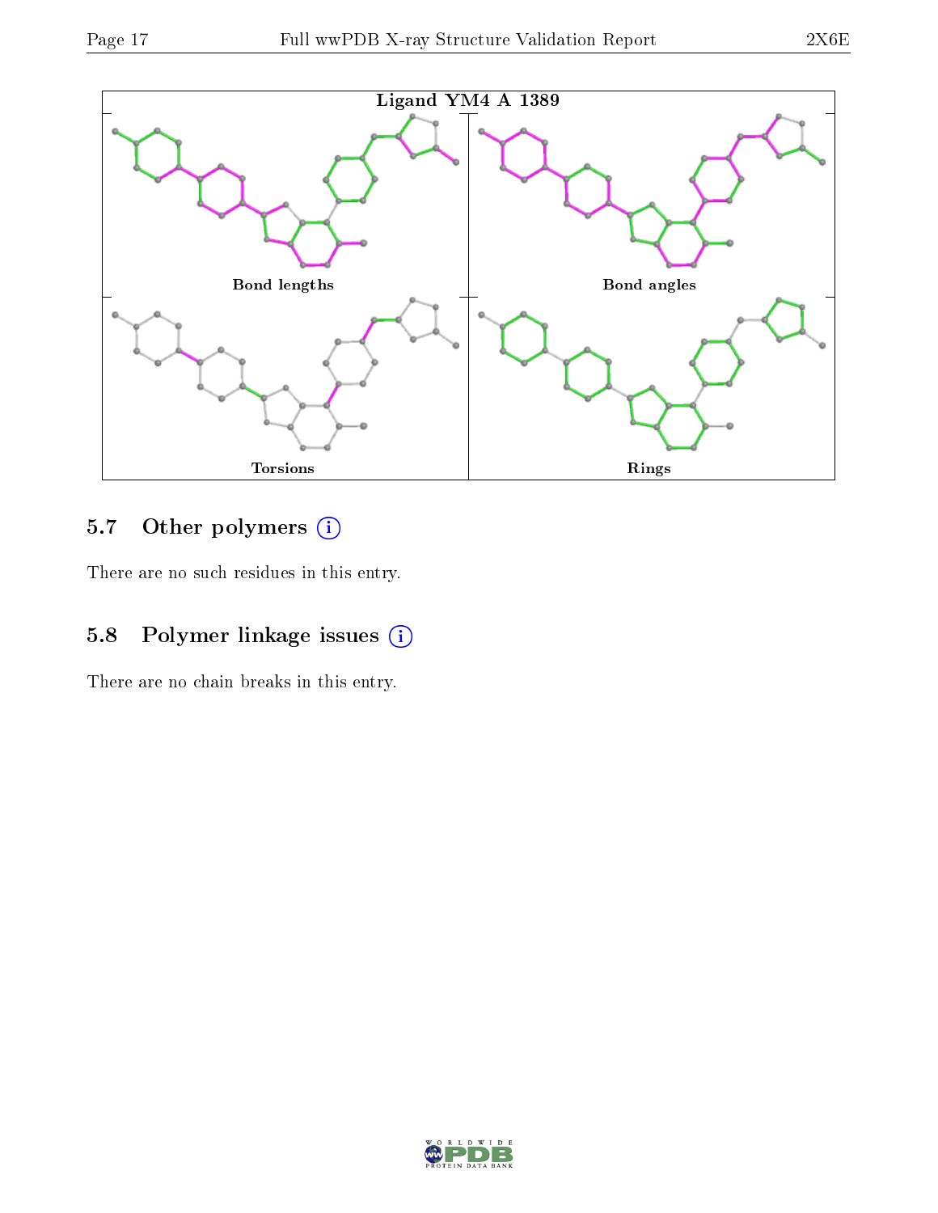Ligand YM4 A 1389

Bond lengths

Bond angles

Torsions

Rings

### 5.7 Other polymers (i)

There are no such residues in this entry.

### 5.8 Polymer linkage issues (i)

There are no chain breaks in this entry.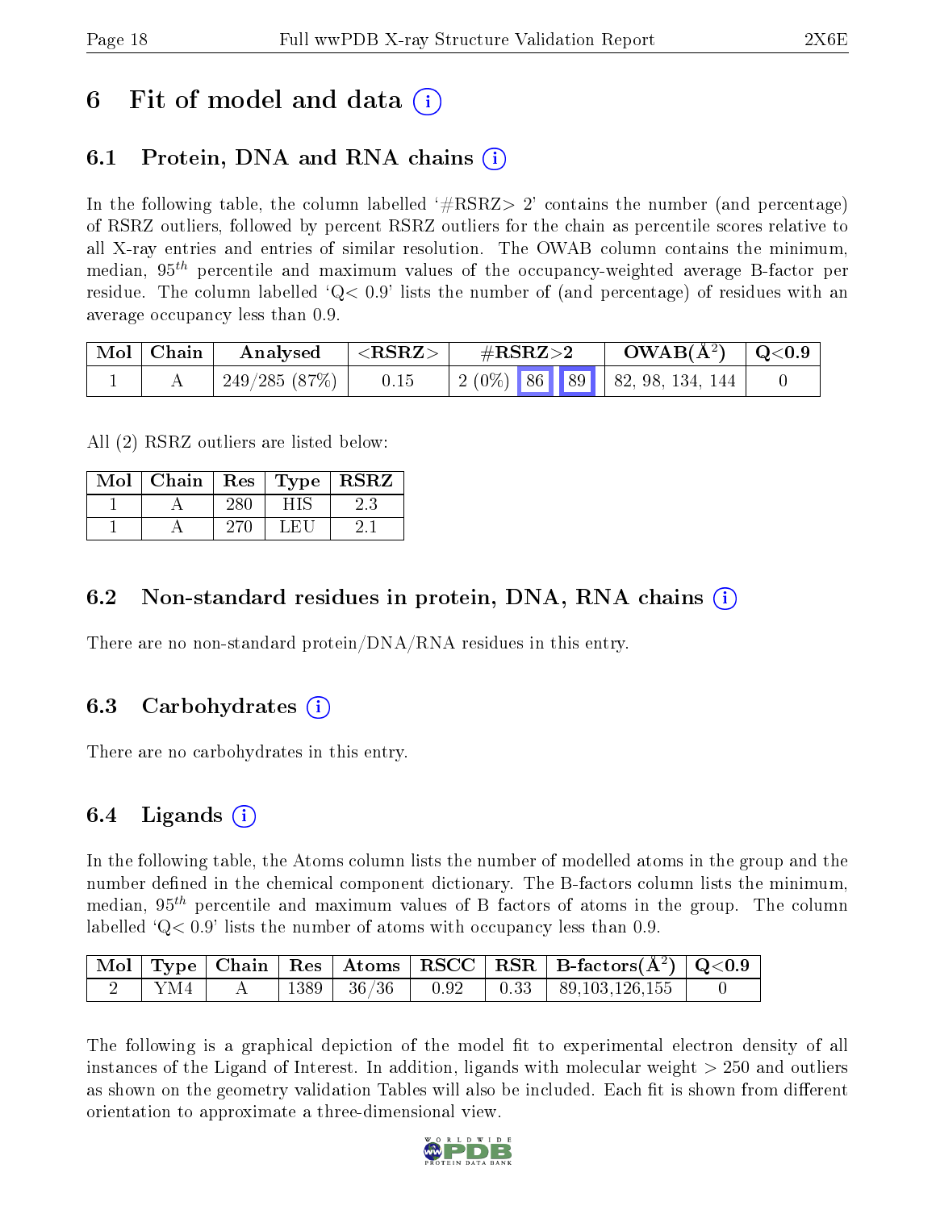# 6 Fit of model and data (i)

## 6.1 Protein, DNA and RNA chains (i)

In the following table, the column labelled '#RSRZ> 2' contains the number (and percentage) of RSRZ outliers, followed by percent RSRZ outliers for the chain as percentile scores relative to all X-ray entries and entries of similar resolution. The OWAB column contains the minimum, median, $95^{th}$ percentile and maximum values of the occupancy-weighted average B-factor per residue. The column labelled 'Q< 0.9' lists the number of (and percentage) of residues with an average occupancy less than 0.9.

| Mol | Chain | Analysed | <RSRZ> | #RSRZ>2 | | | OWAB(Å$^2$) | Q<0.9 |
|---|---|---|---|---|---|---|---|---|
| 1 | A | 249/285 (87%) | 0.15 | 2 (0%) | 86 | 89 | 82, 98, 134, 144 | 0 |

All (2) RSRZ outliers are listed below:

| Mol | Chain | Res | Type | RSRZ |
|---|---|---|---|---|
| 1 | A | 280 | HIS | 2.3 |
| 1 | A | 270 | LEU | 2.1 |

## 6.2 Non-standard residues in protein, DNA, RNA chains (i)

There are no non-standard protein/DNA/RNA residues in this entry.

## 6.3 Carbohydrates (i)

There are no carbohydrates in this entry.

## 6.4 Ligands (i)

In the following table, the Atoms column lists the number of modelled atoms in the group and the number defined in the chemical component dictionary. The B-factors column lists the minimum, median, $95^{th}$ percentile and maximum values of B factors of atoms in the group. The column labelled 'Q< 0.9' lists the number of atoms with occupancy less than 0.9.

| Mol | Type | Chain | Res | Atoms | RSCC | RSR | B-factors(Å$^2$) | Q<0.9 |
|---|---|---|---|---|---|---|---|---|
| 2 | YM4 | A | 1389 | 36/36 | 0.92 | 0.33 | 89,103,126,155 | 0 |

The following is a graphical depiction of the model fit to experimental electron density of all instances of the Ligand of Interest. In addition, ligands with molecular weight > 250 and outliers as shown on the geometry validation Tables will also be included. Each fit is shown from different orientation to approximate a three-dimensional view.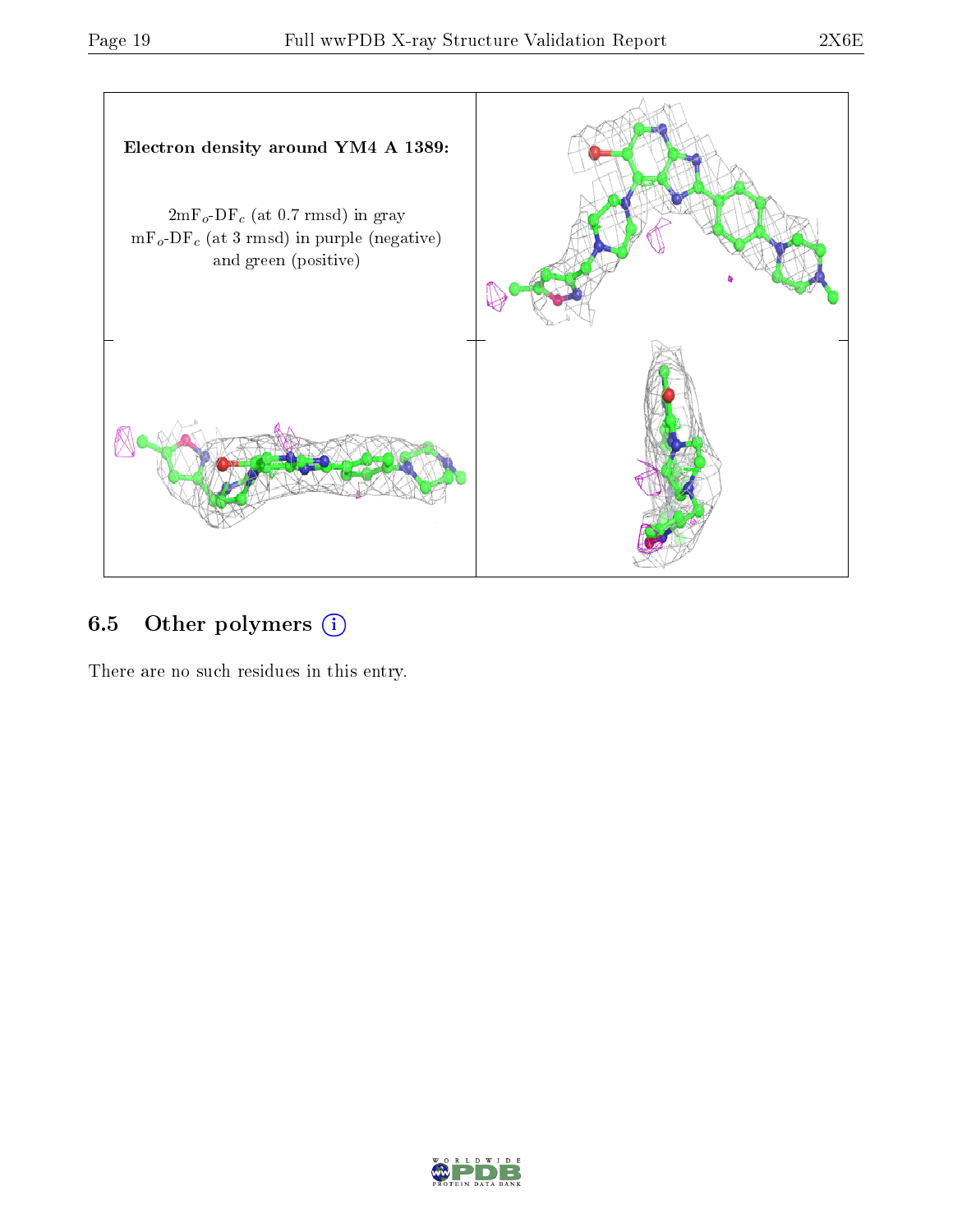**Electron density around YM4 A 1389:**

$2mF_o$-$DF_c$ (at 0.7 rmsd) in gray
$mF_o$-$DF_c$ (at 3 rmsd) in purple (negative)
and green (positive)

## 6.5 Other polymers

There are no such residues in this entry.